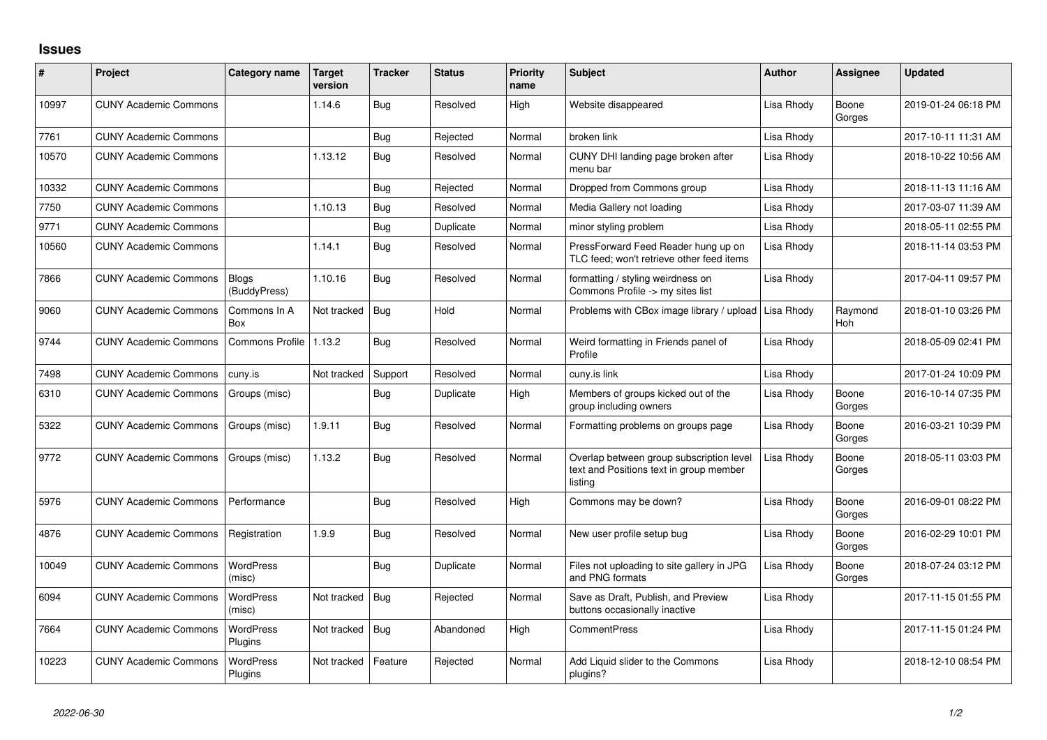## Issues

| # | Project | Category name | Target version | Tracker | Status | Priority name | Subject | Author | Assignee | Updated |
|---|---|---|---|---|---|---|---|---|---|---|
| 10997 | CUNY Academic Commons | | 1.14.6 | Bug | Resolved | High | Website disappeared | Lisa Rhody | Boone Gorges | 2019-01-24 06:18 PM |
| 7761 | CUNY Academic Commons | | | Bug | Rejected | Normal | broken link | Lisa Rhody | | 2017-10-11 11:31 AM |
| 10570 | CUNY Academic Commons | | 1.13.12 | Bug | Resolved | Normal | CUNY DHI landing page broken after menu bar | Lisa Rhody | | 2018-10-22 10:56 AM |
| 10332 | CUNY Academic Commons | | | Bug | Rejected | Normal | Dropped from Commons group | Lisa Rhody | | 2018-11-13 11:16 AM |
| 7750 | CUNY Academic Commons | | 1.10.13 | Bug | Resolved | Normal | Media Gallery not loading | Lisa Rhody | | 2017-03-07 11:39 AM |
| 9771 | CUNY Academic Commons | | | Bug | Duplicate | Normal | minor styling problem | Lisa Rhody | | 2018-05-11 02:55 PM |
| 10560 | CUNY Academic Commons | | 1.14.1 | Bug | Resolved | Normal | PressForward Feed Reader hung up on TLC feed; won't retrieve other feed items | Lisa Rhody | | 2018-11-14 03:53 PM |
| 7866 | CUNY Academic Commons | Blogs (BuddyPress) | 1.10.16 | Bug | Resolved | Normal | formatting / styling weirdness on Commons Profile -> my sites list | Lisa Rhody | | 2017-04-11 09:57 PM |
| 9060 | CUNY Academic Commons | Commons In A Box | Not tracked | Bug | Hold | Normal | Problems with CBox image library / upload | Lisa Rhody | Raymond Hoh | 2018-01-10 03:26 PM |
| 9744 | CUNY Academic Commons | Commons Profile | 1.13.2 | Bug | Resolved | Normal | Weird formatting in Friends panel of Profile | Lisa Rhody | | 2018-05-09 02:41 PM |
| 7498 | CUNY Academic Commons | cuny.is | Not tracked | Support | Resolved | Normal | cuny.is link | Lisa Rhody | | 2017-01-24 10:09 PM |
| 6310 | CUNY Academic Commons | Groups (misc) | | Bug | Duplicate | High | Members of groups kicked out of the group including owners | Lisa Rhody | Boone Gorges | 2016-10-14 07:35 PM |
| 5322 | CUNY Academic Commons | Groups (misc) | 1.9.11 | Bug | Resolved | Normal | Formatting problems on groups page | Lisa Rhody | Boone Gorges | 2016-03-21 10:39 PM |
| 9772 | CUNY Academic Commons | Groups (misc) | 1.13.2 | Bug | Resolved | Normal | Overlap between group subscription level text and Positions text in group member listing | Lisa Rhody | Boone Gorges | 2018-05-11 03:03 PM |
| 5976 | CUNY Academic Commons | Performance | | Bug | Resolved | High | Commons may be down? | Lisa Rhody | Boone Gorges | 2016-09-01 08:22 PM |
| 4876 | CUNY Academic Commons | Registration | 1.9.9 | Bug | Resolved | Normal | New user profile setup bug | Lisa Rhody | Boone Gorges | 2016-02-29 10:01 PM |
| 10049 | CUNY Academic Commons | WordPress (misc) | | Bug | Duplicate | Normal | Files not uploading to site gallery in JPG and PNG formats | Lisa Rhody | Boone Gorges | 2018-07-24 03:12 PM |
| 6094 | CUNY Academic Commons | WordPress (misc) | Not tracked | Bug | Rejected | Normal | Save as Draft, Publish, and Preview buttons occasionally inactive | Lisa Rhody | | 2017-11-15 01:55 PM |
| 7664 | CUNY Academic Commons | WordPress Plugins | Not tracked | Bug | Abandoned | High | CommentPress | Lisa Rhody | | 2017-11-15 01:24 PM |
| 10223 | CUNY Academic Commons | WordPress Plugins | Not tracked | Feature | Rejected | Normal | Add Liquid slider to the Commons plugins? | Lisa Rhody | | 2018-12-10 08:54 PM |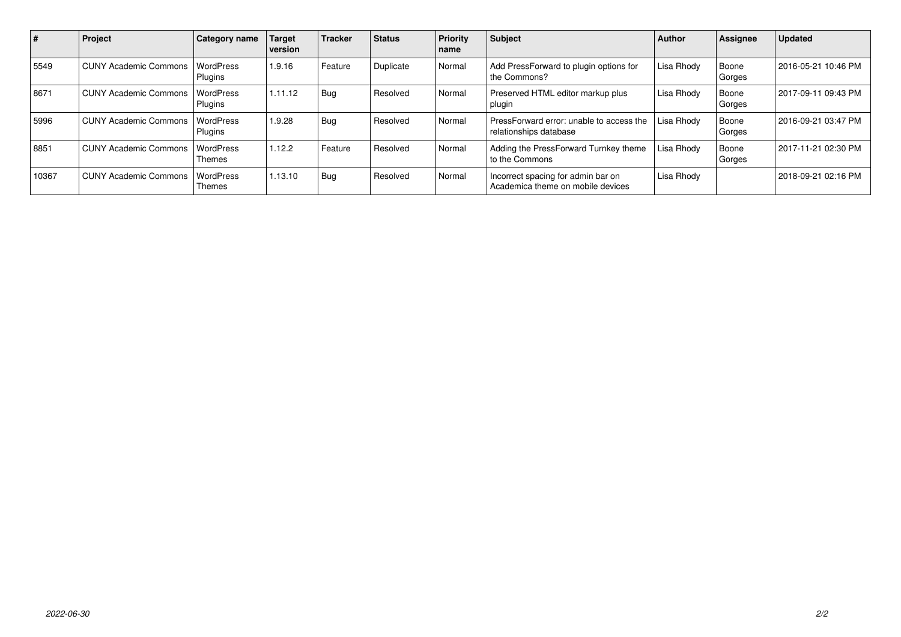| # | Project | Category name | Target version | Tracker | Status | Priority name | Subject | Author | Assignee | Updated |
|---|---|---|---|---|---|---|---|---|---|---|
| 5549 | CUNY Academic Commons | WordPress Plugins | 1.9.16 | Feature | Duplicate | Normal | Add PressForward to plugin options for the Commons? | Lisa Rhody | Boone Gorges | 2016-05-21 10:46 PM |
| 8671 | CUNY Academic Commons | WordPress Plugins | 1.11.12 | Bug | Resolved | Normal | Preserved HTML editor markup plus plugin | Lisa Rhody | Boone Gorges | 2017-09-11 09:43 PM |
| 5996 | CUNY Academic Commons | WordPress Plugins | 1.9.28 | Bug | Resolved | Normal | PressForward error: unable to access the relationships database | Lisa Rhody | Boone Gorges | 2016-09-21 03:47 PM |
| 8851 | CUNY Academic Commons | WordPress Themes | 1.12.2 | Feature | Resolved | Normal | Adding the PressForward Turnkey theme to the Commons | Lisa Rhody | Boone Gorges | 2017-11-21 02:30 PM |
| 10367 | CUNY Academic Commons | WordPress Themes | 1.13.10 | Bug | Resolved | Normal | Incorrect spacing for admin bar on Academica theme on mobile devices | Lisa Rhody | | 2018-09-21 02:16 PM |